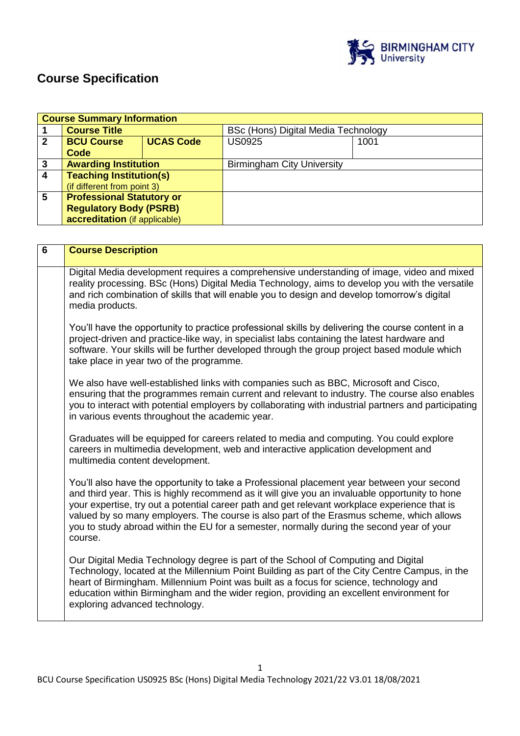# Course Specification

| Course Summary Information | | | | |
|---|---|---|---|---|
| 1 | **Course Title** | | BSc (Hons) Digital Media Technology | |
| 2 | **BCU Course Code** | **UCAS Code** | US0925 | 1001 |
| 3 | **Awarding Institution** | | Birmingham City University | |
| 4 | **Teaching Institution(s)** (if different from point 3) | | | |
| 5 | **Professional Statutory or Regulatory Body (PSRB) accreditation** (if applicable) | | | |

| 6 | **Course Description** |
|---|---|
| | Digital Media development requires a comprehensive understanding of image, video and mixed reality processing. BSc (Hons) Digital Media Technology, aims to develop you with the versatile and rich combination of skills that will enable you to design and develop tomorrow's digital media products.<br><br>You'll have the opportunity to practice professional skills by delivering the course content in a project-driven and practice-like way, in specialist labs containing the latest hardware and software. Your skills will be further developed through the group project based module which take place in year two of the programme.<br><br>We also have well-established links with companies such as BBC, Microsoft and Cisco, ensuring that the programmes remain current and relevant to industry. The course also enables you to interact with potential employers by collaborating with industrial partners and participating in various events throughout the academic year.<br><br>Graduates will be equipped for careers related to media and computing. You could explore careers in multimedia development, web and interactive application development and multimedia content development.<br><br>You'll also have the opportunity to take a Professional placement year between your second and third year. This is highly recommend as it will give you an invaluable opportunity to hone your expertise, try out a potential career path and get relevant workplace experience that is valued by so many employers. The course is also part of the Erasmus scheme, which allows you to study abroad within the EU for a semester, normally during the second year of your course.<br><br>Our Digital Media Technology degree is part of the School of Computing and Digital Technology, located at the Millennium Point Building as part of the City Centre Campus, in the heart of Birmingham. Millennium Point was built as a focus for science, technology and education within Birmingham and the wider region, providing an excellent environment for exploring advanced technology. |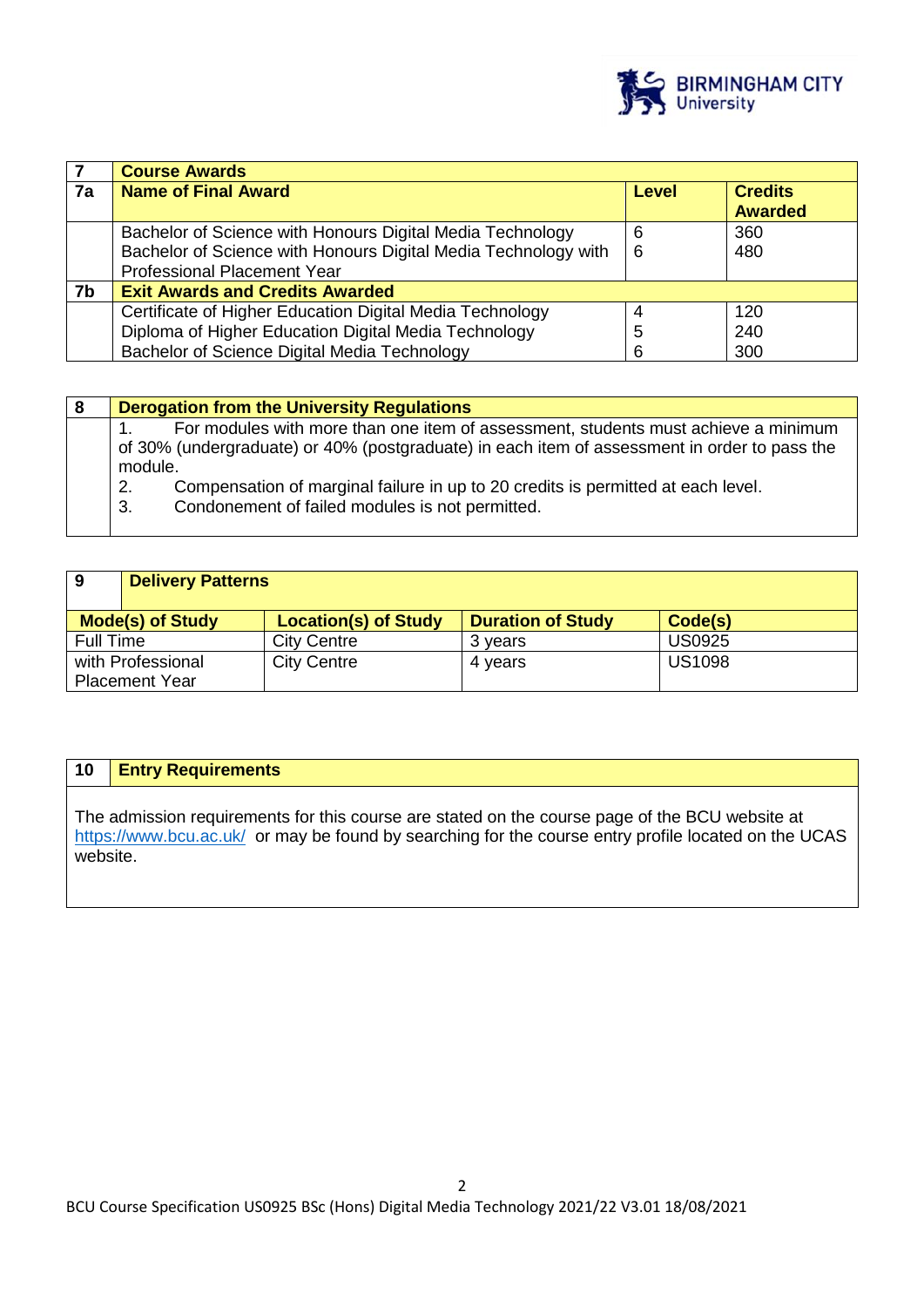| 7 | Course Awards | | |
|---|---|---|---|
| **7a** | **Name of Final Award** | **Level** | **Credits Awarded** |
| | Bachelor of Science with Honours Digital Media Technology | 6 | 360 |
| | Bachelor of Science with Honours Digital Media Technology with Professional Placement Year | 6 | 480 |
| **7b** | **Exit Awards and Credits Awarded** | | |
| | Certificate of Higher Education Digital Media Technology | 4 | 120 |
| | Diploma of Higher Education Digital Media Technology | 5 | 240 |
| | Bachelor of Science Digital Media Technology | 6 | 300 |

## 8 Derogation from the University Regulations

1. For modules with more than one item of assessment, students must achieve a minimum of 30% (undergraduate) or 40% (postgraduate) in each item of assessment in order to pass the module.
2. Compensation of marginal failure in up to 20 credits is permitted at each level.
3. Condonement of failed modules is not permitted.

## 9 Delivery Patterns

| Mode(s) of Study | Location(s) of Study | Duration of Study | Code(s) |
|---|---|---|---|
| Full Time | City Centre | 3 years | US0925 |
| with Professional Placement Year | City Centre | 4 years | US1098 |

## 10 Entry Requirements

The admission requirements for this course are stated on the course page of the BCU website at https://www.bcu.ac.uk/ or may be found by searching for the course entry profile located on the UCAS website.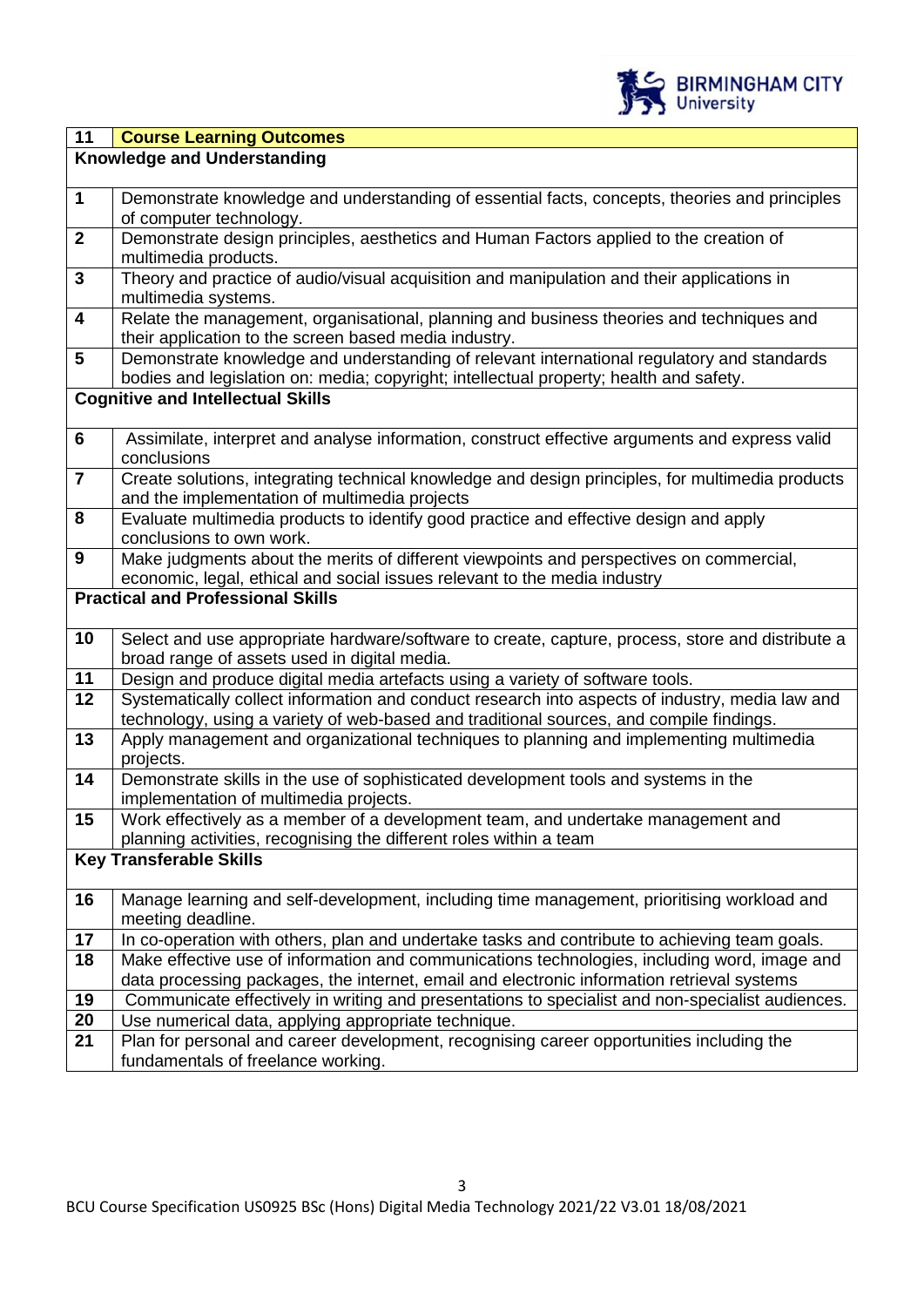| 11 | **Course Learning Outcomes** |
|---|---|
| **Knowledge and Understanding** | |
| 1 | Demonstrate knowledge and understanding of essential facts, concepts, theories and principles of computer technology. |
| 2 | Demonstrate design principles, aesthetics and Human Factors applied to the creation of multimedia products. |
| 3 | Theory and practice of audio/visual acquisition and manipulation and their applications in multimedia systems. |
| 4 | Relate the management, organisational, planning and business theories and techniques and their application to the screen based media industry. |
| 5 | Demonstrate knowledge and understanding of relevant international regulatory and standards bodies and legislation on: media; copyright; intellectual property; health and safety. |
| **Cognitive and Intellectual Skills** | |
| 6 | Assimilate, interpret and analyse information, construct effective arguments and express valid conclusions |
| 7 | Create solutions, integrating technical knowledge and design principles, for multimedia products and the implementation of multimedia projects |
| 8 | Evaluate multimedia products to identify good practice and effective design and apply conclusions to own work. |
| 9 | Make judgments about the merits of different viewpoints and perspectives on commercial, economic, legal, ethical and social issues relevant to the media industry |
| **Practical and Professional Skills** | |
| 10 | Select and use appropriate hardware/software to create, capture, process, store and distribute a broad range of assets used in digital media. |
| 11 | Design and produce digital media artefacts using a variety of software tools. |
| 12 | Systematically collect information and conduct research into aspects of industry, media law and technology, using a variety of web-based and traditional sources, and compile findings. |
| 13 | Apply management and organizational techniques to planning and implementing multimedia projects. |
| 14 | Demonstrate skills in the use of sophisticated development tools and systems in the implementation of multimedia projects. |
| 15 | Work effectively as a member of a development team, and undertake management and planning activities, recognising the different roles within a team |
| **Key Transferable Skills** | |
| 16 | Manage learning and self-development, including time management, prioritising workload and meeting deadline. |
| 17 | In co-operation with others, plan and undertake tasks and contribute to achieving team goals. |
| 18 | Make effective use of information and communications technologies, including word, image and data processing packages, the internet, email and electronic information retrieval systems |
| 19 | Communicate effectively in writing and presentations to specialist and non-specialist audiences. |
| 20 | Use numerical data, applying appropriate technique. |
| 21 | Plan for personal and career development, recognising career opportunities including the fundamentals of freelance working. |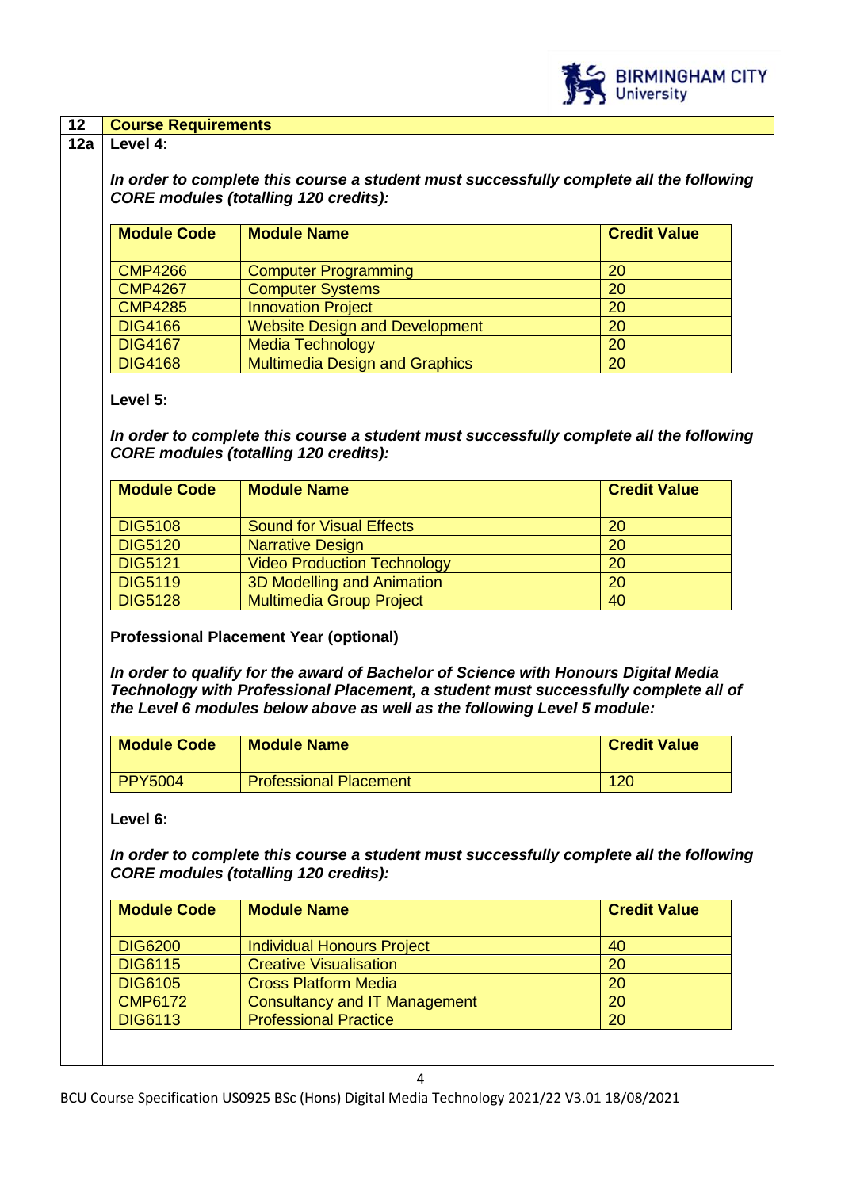## 12 Course Requirements

### 12a Level 4:

***In order to complete this course a student must successfully complete all the following CORE modules (totalling 120 credits):***

| Module Code | Module Name | Credit Value |
|---|---|---|
| CMP4266 | Computer Programming | 20 |
| CMP4267 | Computer Systems | 20 |
| CMP4285 | Innovation Project | 20 |
| DIG4166 | Website Design and Development | 20 |
| DIG4167 | Media Technology | 20 |
| DIG4168 | Multimedia Design and Graphics | 20 |

**Level 5:**

***In order to complete this course a student must successfully complete all the following CORE modules (totalling 120 credits):***

| Module Code | Module Name | Credit Value |
|---|---|---|
| DIG5108 | Sound for Visual Effects | 20 |
| DIG5120 | Narrative Design | 20 |
| DIG5121 | Video Production Technology | 20 |
| DIG5119 | 3D Modelling and Animation | 20 |
| DIG5128 | Multimedia Group Project | 40 |

**Professional Placement Year (optional)**

***In order to qualify for the award of Bachelor of Science with Honours Digital Media Technology with Professional Placement, a student must successfully complete all of the Level 6 modules below above as well as the following Level 5 module:***

| Module Code | Module Name | Credit Value |
|---|---|---|
| PPY5004 | Professional Placement | 120 |

**Level 6:**

***In order to complete this course a student must successfully complete all the following CORE modules (totalling 120 credits):***

| Module Code | Module Name | Credit Value |
|---|---|---|
| DIG6200 | Individual Honours Project | 40 |
| DIG6115 | Creative Visualisation | 20 |
| DIG6105 | Cross Platform Media | 20 |
| CMP6172 | Consultancy and IT Management | 20 |
| DIG6113 | Professional Practice | 20 |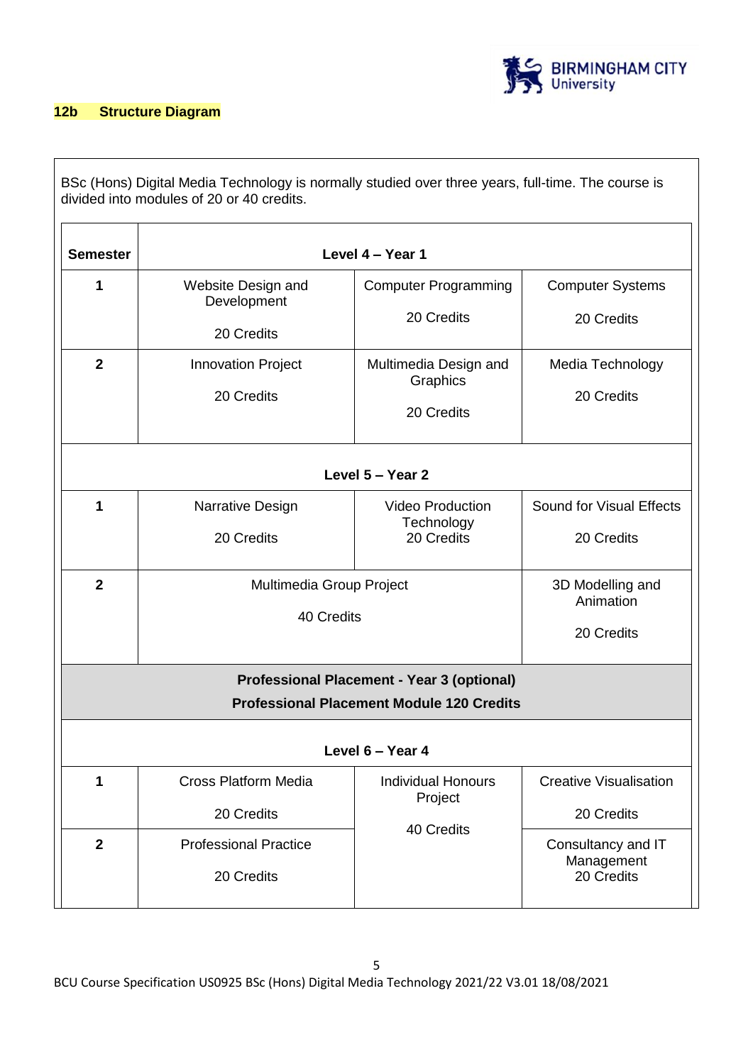## 12b Structure Diagram

BSc (Hons) Digital Media Technology is normally studied over three years, full-time. The course is divided into modules of 20 or 40 credits.

| Semester | Level 4 – Year 1 | | |
|---|---|---|---|
| 1 | Website Design and Development<br><br>20 Credits | Computer Programming<br><br>20 Credits | Computer Systems<br><br>20 Credits |
| 2 | Innovation Project<br><br>20 Credits | Multimedia Design and Graphics<br><br>20 Credits | Media Technology<br><br>20 Credits |
| | **Level 5 – Year 2** | | |
| 1 | Narrative Design<br><br>20 Credits | Video Production Technology<br>20 Credits | Sound for Visual Effects<br><br>20 Credits |
| 2 | Multimedia Group Project<br><br>40 Credits | | 3D Modelling and Animation<br><br>20 Credits |
| | **Professional Placement - Year 3 (optional)**<br>**Professional Placement Module 120 Credits** | | |
| | **Level 6 – Year 4** | | |
| 1 | Cross Platform Media<br><br>20 Credits | Individual Honours Project<br><br>40 Credits | Creative Visualisation<br><br>20 Credits |
| 2 | Professional Practice<br><br>20 Credits | | Consultancy and IT Management<br>20 Credits |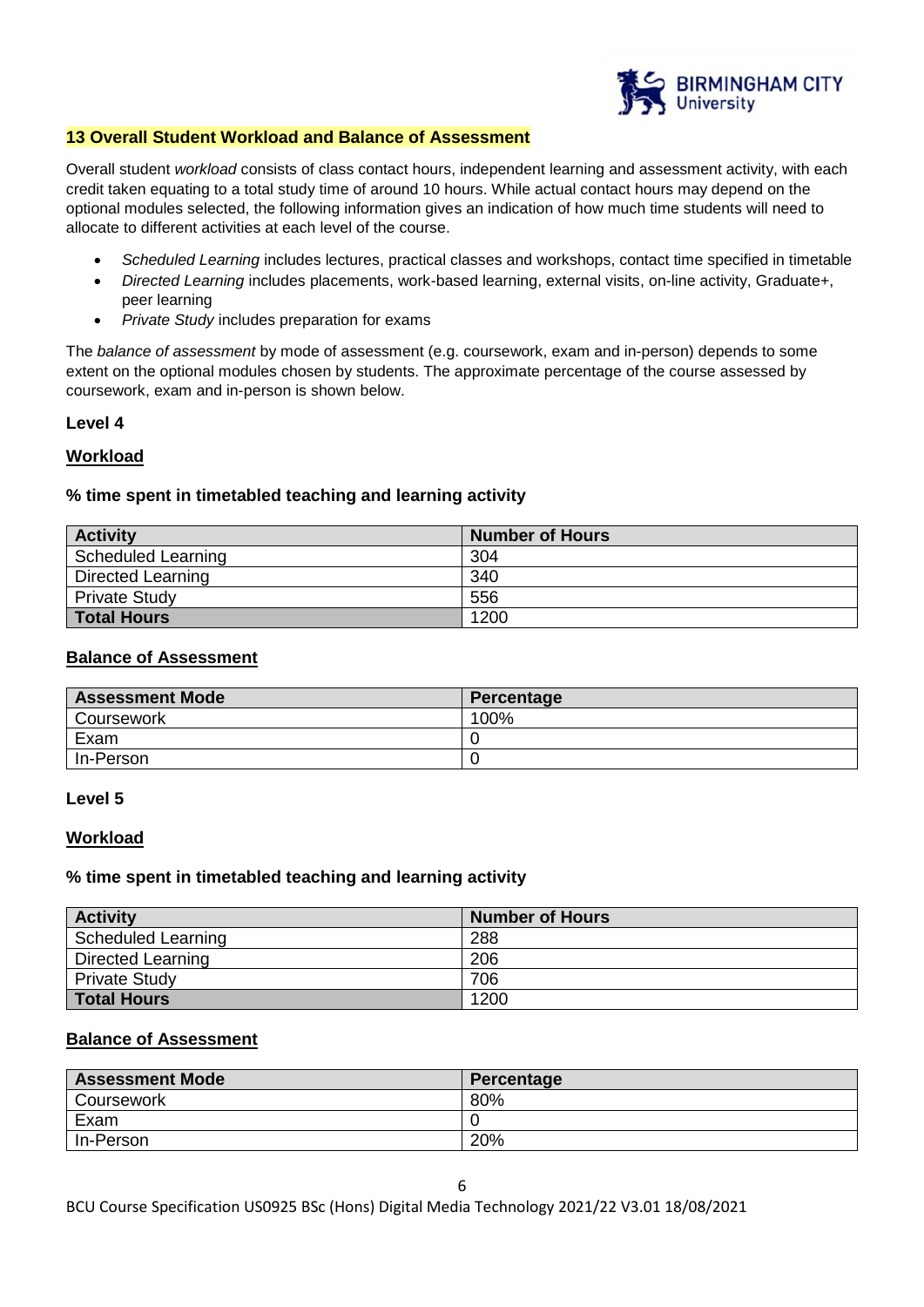## 13 Overall Student Workload and Balance of Assessment

Overall student *workload* consists of class contact hours, independent learning and assessment activity, with each credit taken equating to a total study time of around 10 hours. While actual contact hours may depend on the optional modules selected, the following information gives an indication of how much time students will need to allocate to different activities at each level of the course.

- *Scheduled Learning* includes lectures, practical classes and workshops, contact time specified in timetable
- *Directed Learning* includes placements, work-based learning, external visits, on-line activity, Graduate+, peer learning
- *Private Study* includes preparation for exams

The *balance of assessment* by mode of assessment (e.g. coursework, exam and in-person) depends to some extent on the optional modules chosen by students. The approximate percentage of the course assessed by coursework, exam and in-person is shown below.

**Level 4**

**Workload**

**% time spent in timetabled teaching and learning activity**

| Activity | Number of Hours |
|---|---|
| Scheduled Learning | 304 |
| Directed Learning | 340 |
| Private Study | 556 |
| **Total Hours** | 1200 |

**Balance of Assessment**

| Assessment Mode | Percentage |
|---|---|
| Coursework | 100% |
| Exam | 0 |
| In-Person | 0 |

**Level 5**

**Workload**

**% time spent in timetabled teaching and learning activity**

| Activity | Number of Hours |
|---|---|
| Scheduled Learning | 288 |
| Directed Learning | 206 |
| Private Study | 706 |
| **Total Hours** | 1200 |

**Balance of Assessment**

| Assessment Mode | Percentage |
|---|---|
| Coursework | 80% |
| Exam | 0 |
| In-Person | 20% |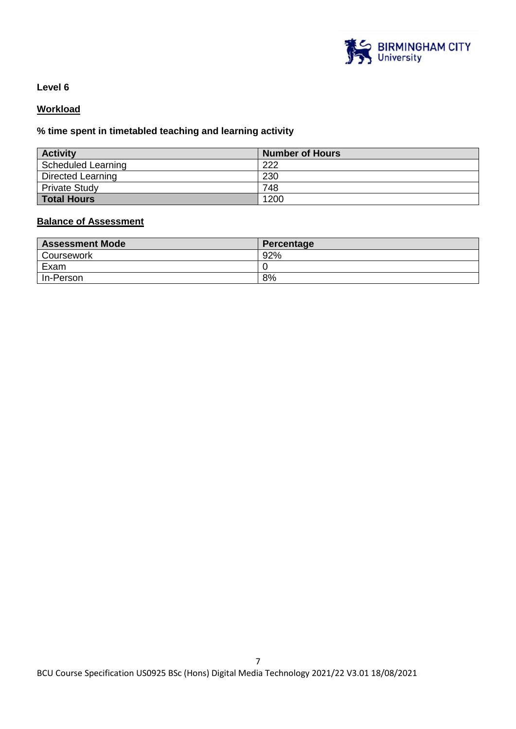**Level 6**

**Workload**

**% time spent in timetabled teaching and learning activity**

| Activity | Number of Hours |
|---|---|
| Scheduled Learning | 222 |
| Directed Learning | 230 |
| Private Study | 748 |
| **Total Hours** | 1200 |

**Balance of Assessment**

| Assessment Mode | Percentage |
|---|---|
| Coursework | 92% |
| Exam | 0 |
| In-Person | 8% |